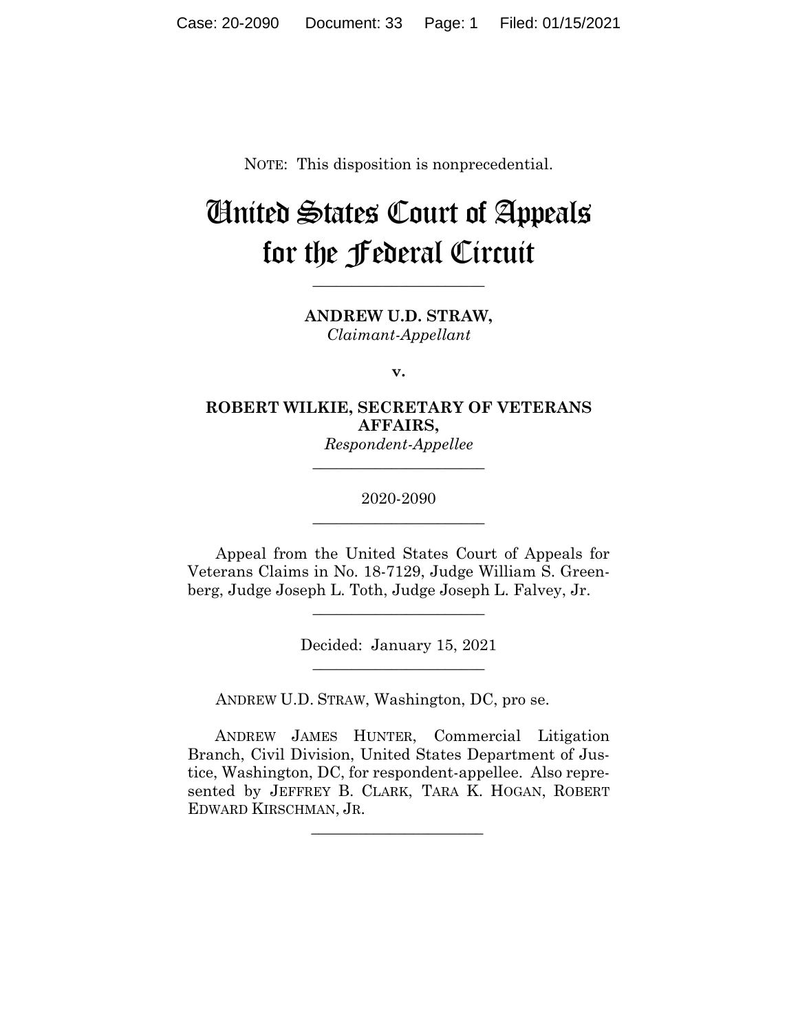NOTE: This disposition is nonprecedential.

# United States Court of Appeals for the Federal Circuit

______________________

**ANDREW U.D. STRAW,**
*Claimant-Appellant*

**v.**

**ROBERT WILKIE, SECRETARY OF VETERANS AFFAIRS,**
*Respondent-Appellee*

______________________

2020-2090

______________________

Appeal from the United States Court of Appeals for Veterans Claims in No. 18-7129, Judge William S. Greenberg, Judge Joseph L. Toth, Judge Joseph L. Falvey, Jr.

______________________

Decided: January 15, 2021

______________________

ANDREW U.D. STRAW, Washington, DC, pro se.

ANDREW JAMES HUNTER, Commercial Litigation Branch, Civil Division, United States Department of Justice, Washington, DC, for respondent-appellee. Also represented by JEFFREY B. CLARK, TARA K. HOGAN, ROBERT EDWARD KIRSCHMAN, JR.

______________________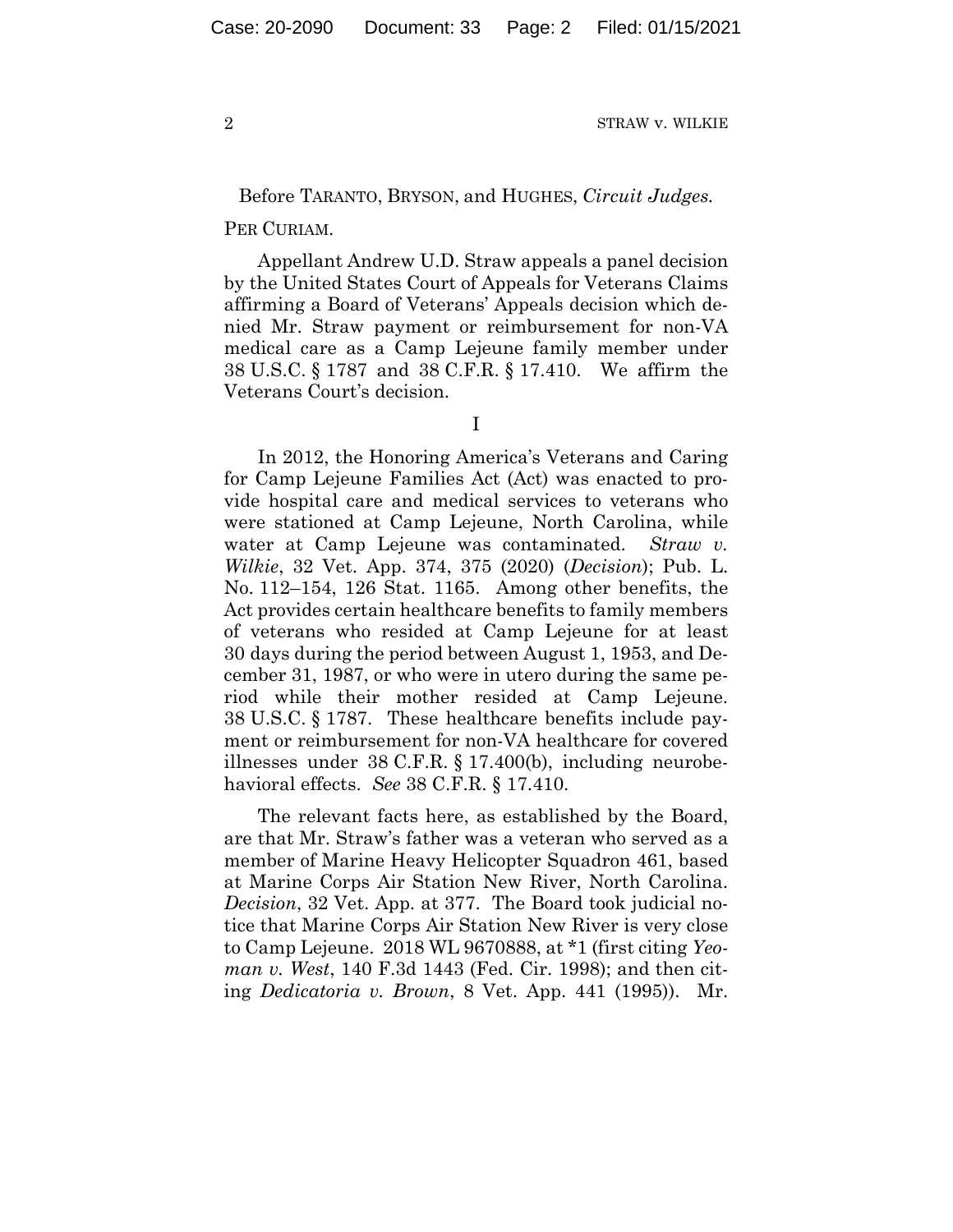Before TARANTO, BRYSON, and HUGHES, *Circuit Judges.*

PER CURIAM.

Appellant Andrew U.D. Straw appeals a panel decision by the United States Court of Appeals for Veterans Claims affirming a Board of Veterans' Appeals decision which denied Mr. Straw payment or reimbursement for non-VA medical care as a Camp Lejeune family member under 38 U.S.C. § 1787 and 38 C.F.R. § 17.410. We affirm the Veterans Court's decision.

I

In 2012, the Honoring America's Veterans and Caring for Camp Lejeune Families Act (Act) was enacted to provide hospital care and medical services to veterans who were stationed at Camp Lejeune, North Carolina, while water at Camp Lejeune was contaminated. *Straw v. Wilkie*, 32 Vet. App. 374, 375 (2020) (*Decision*); Pub. L. No. 112–154, 126 Stat. 1165. Among other benefits, the Act provides certain healthcare benefits to family members of veterans who resided at Camp Lejeune for at least 30 days during the period between August 1, 1953, and December 31, 1987, or who were in utero during the same period while their mother resided at Camp Lejeune. 38 U.S.C. § 1787. These healthcare benefits include payment or reimbursement for non-VA healthcare for covered illnesses under 38 C.F.R. § 17.400(b), including neurobehavioral effects. *See* 38 C.F.R. § 17.410.

The relevant facts here, as established by the Board, are that Mr. Straw's father was a veteran who served as a member of Marine Heavy Helicopter Squadron 461, based at Marine Corps Air Station New River, North Carolina. *Decision*, 32 Vet. App. at 377. The Board took judicial notice that Marine Corps Air Station New River is very close to Camp Lejeune. 2018 WL 9670888, at *1 (first citing *Yeoman v. West*, 140 F.3d 1443 (Fed. Cir. 1998); and then citing *Dedicatoria v. Brown*, 8 Vet. App. 441 (1995)). Mr.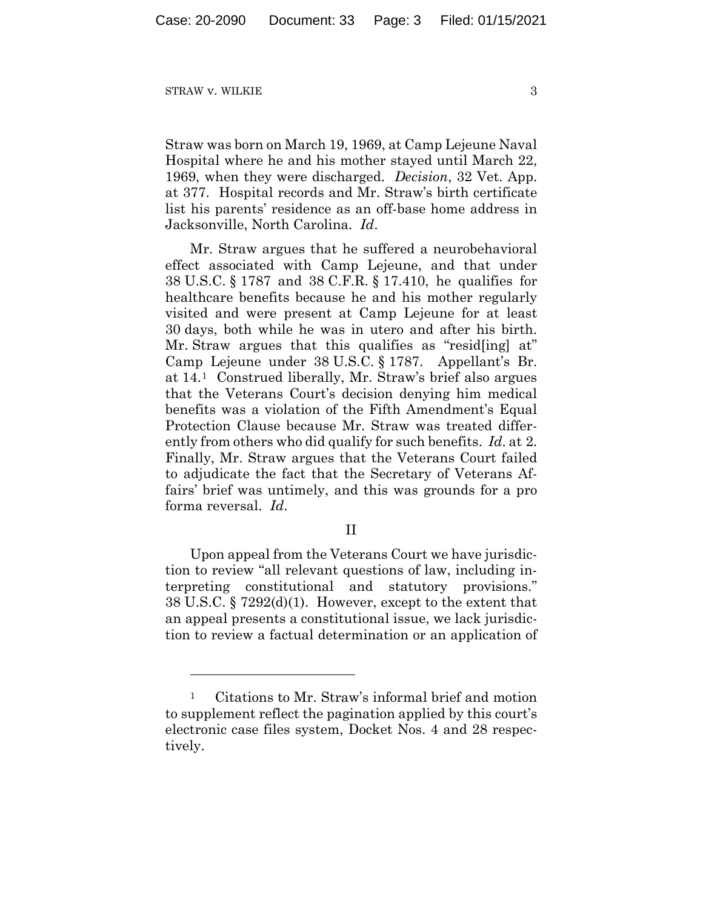Straw was born on March 19, 1969, at Camp Lejeune Naval Hospital where he and his mother stayed until March 22, 1969, when they were discharged. *Decision*, 32 Vet. App. at 377. Hospital records and Mr. Straw's birth certificate list his parents' residence as an off-base home address in Jacksonville, North Carolina. *Id*.

Mr. Straw argues that he suffered a neurobehavioral effect associated with Camp Lejeune, and that under 38 U.S.C. § 1787 and 38 C.F.R. § 17.410, he qualifies for healthcare benefits because he and his mother regularly visited and were present at Camp Lejeune for at least 30 days, both while he was in utero and after his birth. Mr. Straw argues that this qualifies as "resid[ing] at" Camp Lejeune under 38 U.S.C. § 1787. Appellant's Br. at 14.[1] Construed liberally, Mr. Straw's brief also argues that the Veterans Court's decision denying him medical benefits was a violation of the Fifth Amendment's Equal Protection Clause because Mr. Straw was treated differently from others who did qualify for such benefits. *Id*. at 2. Finally, Mr. Straw argues that the Veterans Court failed to adjudicate the fact that the Secretary of Veterans Affairs' brief was untimely, and this was grounds for a pro forma reversal. *Id*.

## II

Upon appeal from the Veterans Court we have jurisdiction to review "all relevant questions of law, including interpreting constitutional and statutory provisions." 38 U.S.C. § 7292(d)(1). However, except to the extent that an appeal presents a constitutional issue, we lack jurisdiction to review a factual determination or an application of

---

[1] Citations to Mr. Straw's informal brief and motion to supplement reflect the pagination applied by this court's electronic case files system, Docket Nos. 4 and 28 respectively.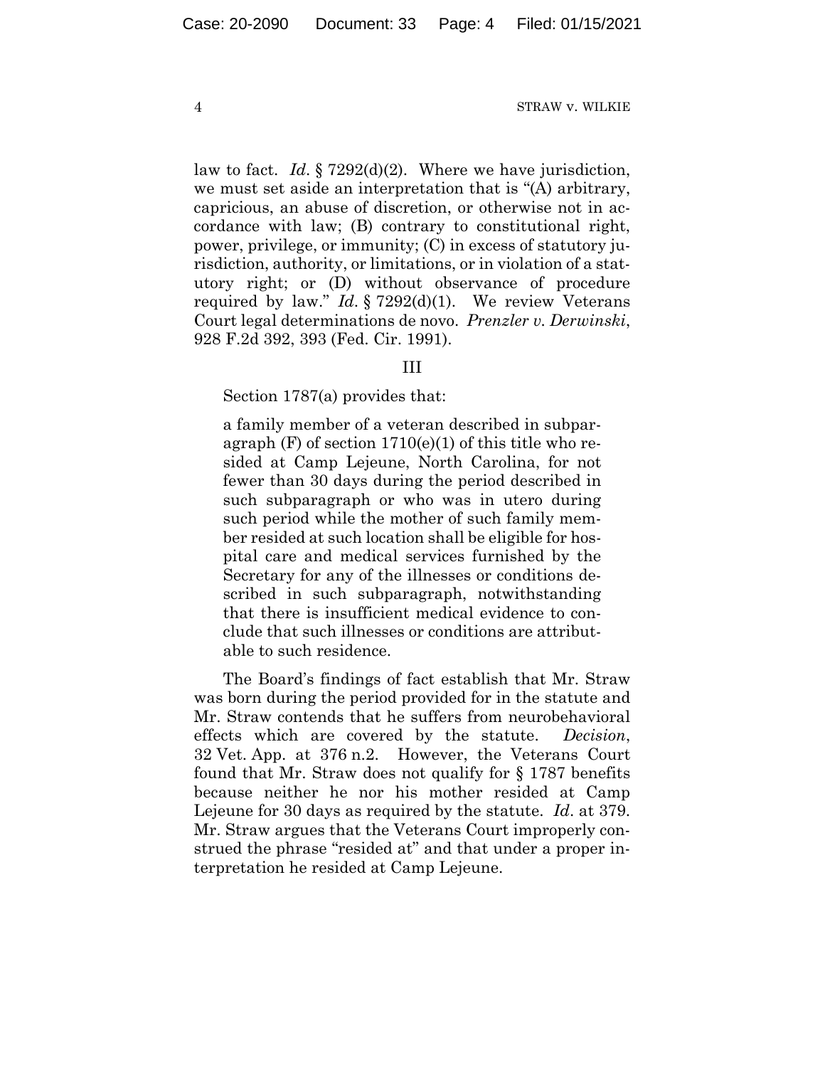law to fact. *Id*. § 7292(d)(2). Where we have jurisdiction, we must set aside an interpretation that is "(A) arbitrary, capricious, an abuse of discretion, or otherwise not in accordance with law; (B) contrary to constitutional right, power, privilege, or immunity; (C) in excess of statutory jurisdiction, authority, or limitations, or in violation of a statutory right; or (D) without observance of procedure required by law." *Id*. § 7292(d)(1). We review Veterans Court legal determinations de novo. *Prenzler v. Derwinski*, 928 F.2d 392, 393 (Fed. Cir. 1991).

## III

Section 1787(a) provides that:

> a family member of a veteran described in subparagraph (F) of section 1710(e)(1) of this title who resided at Camp Lejeune, North Carolina, for not fewer than 30 days during the period described in such subparagraph or who was in utero during such period while the mother of such family member resided at such location shall be eligible for hospital care and medical services furnished by the Secretary for any of the illnesses or conditions described in such subparagraph, notwithstanding that there is insufficient medical evidence to conclude that such illnesses or conditions are attributable to such residence.

The Board's findings of fact establish that Mr. Straw was born during the period provided for in the statute and Mr. Straw contends that he suffers from neurobehavioral effects which are covered by the statute. *Decision*, 32 Vet. App. at 376 n.2. However, the Veterans Court found that Mr. Straw does not qualify for § 1787 benefits because neither he nor his mother resided at Camp Lejeune for 30 days as required by the statute. *Id*. at 379. Mr. Straw argues that the Veterans Court improperly construed the phrase "resided at" and that under a proper interpretation he resided at Camp Lejeune.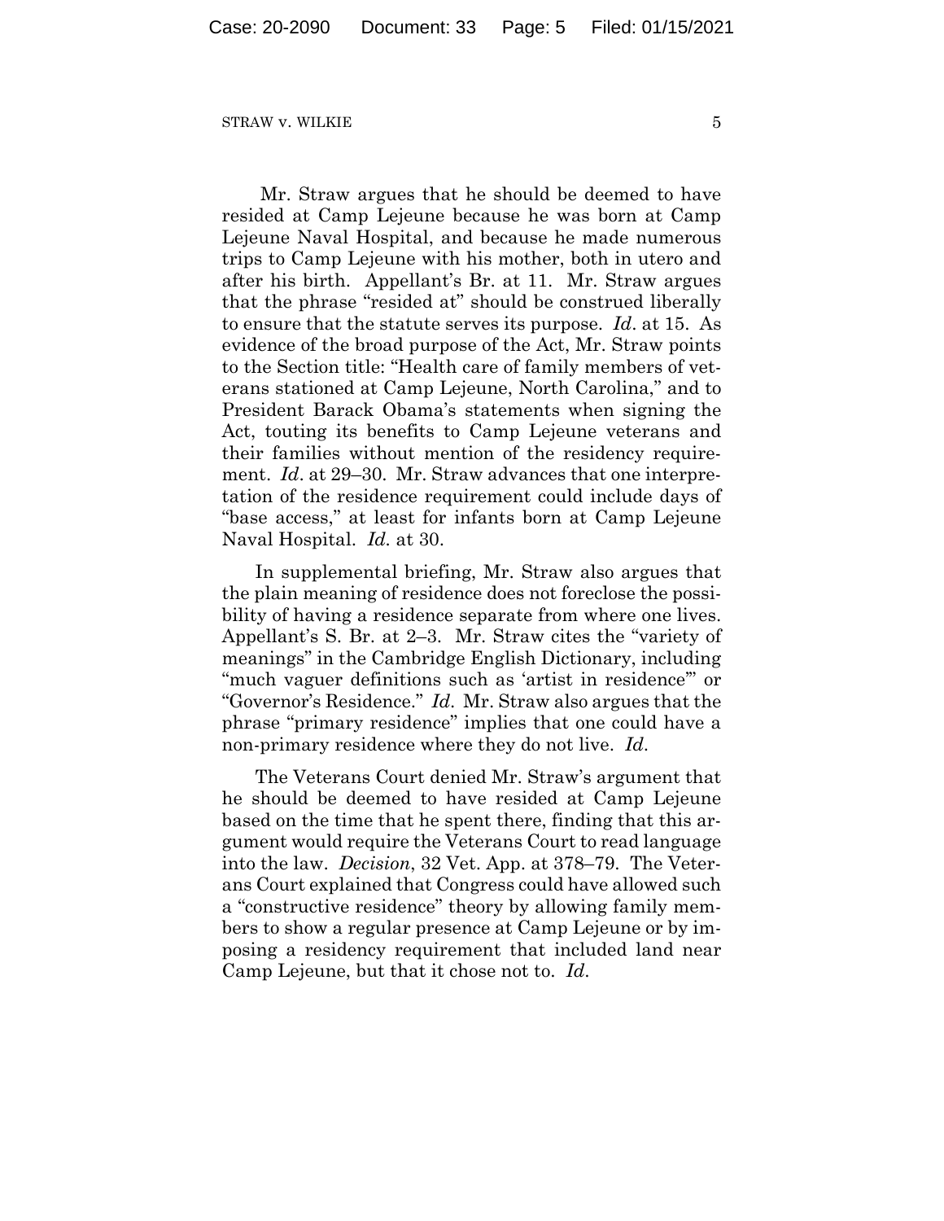Mr. Straw argues that he should be deemed to have resided at Camp Lejeune because he was born at Camp Lejeune Naval Hospital, and because he made numerous trips to Camp Lejeune with his mother, both in utero and after his birth. Appellant's Br. at 11. Mr. Straw argues that the phrase "resided at" should be construed liberally to ensure that the statute serves its purpose. *Id*. at 15. As evidence of the broad purpose of the Act, Mr. Straw points to the Section title: "Health care of family members of veterans stationed at Camp Lejeune, North Carolina," and to President Barack Obama's statements when signing the Act, touting its benefits to Camp Lejeune veterans and their families without mention of the residency requirement. *Id*. at 29–30. Mr. Straw advances that one interpretation of the residence requirement could include days of "base access," at least for infants born at Camp Lejeune Naval Hospital. *Id*. at 30.

In supplemental briefing, Mr. Straw also argues that the plain meaning of residence does not foreclose the possibility of having a residence separate from where one lives. Appellant's S. Br. at 2–3. Mr. Straw cites the "variety of meanings" in the Cambridge English Dictionary, including "much vaguer definitions such as 'artist in residence'" or "Governor's Residence." *Id*. Mr. Straw also argues that the phrase "primary residence" implies that one could have a non-primary residence where they do not live. *Id*.

The Veterans Court denied Mr. Straw's argument that he should be deemed to have resided at Camp Lejeune based on the time that he spent there, finding that this argument would require the Veterans Court to read language into the law. *Decision*, 32 Vet. App. at 378–79. The Veterans Court explained that Congress could have allowed such a "constructive residence" theory by allowing family members to show a regular presence at Camp Lejeune or by imposing a residency requirement that included land near Camp Lejeune, but that it chose not to. *Id*.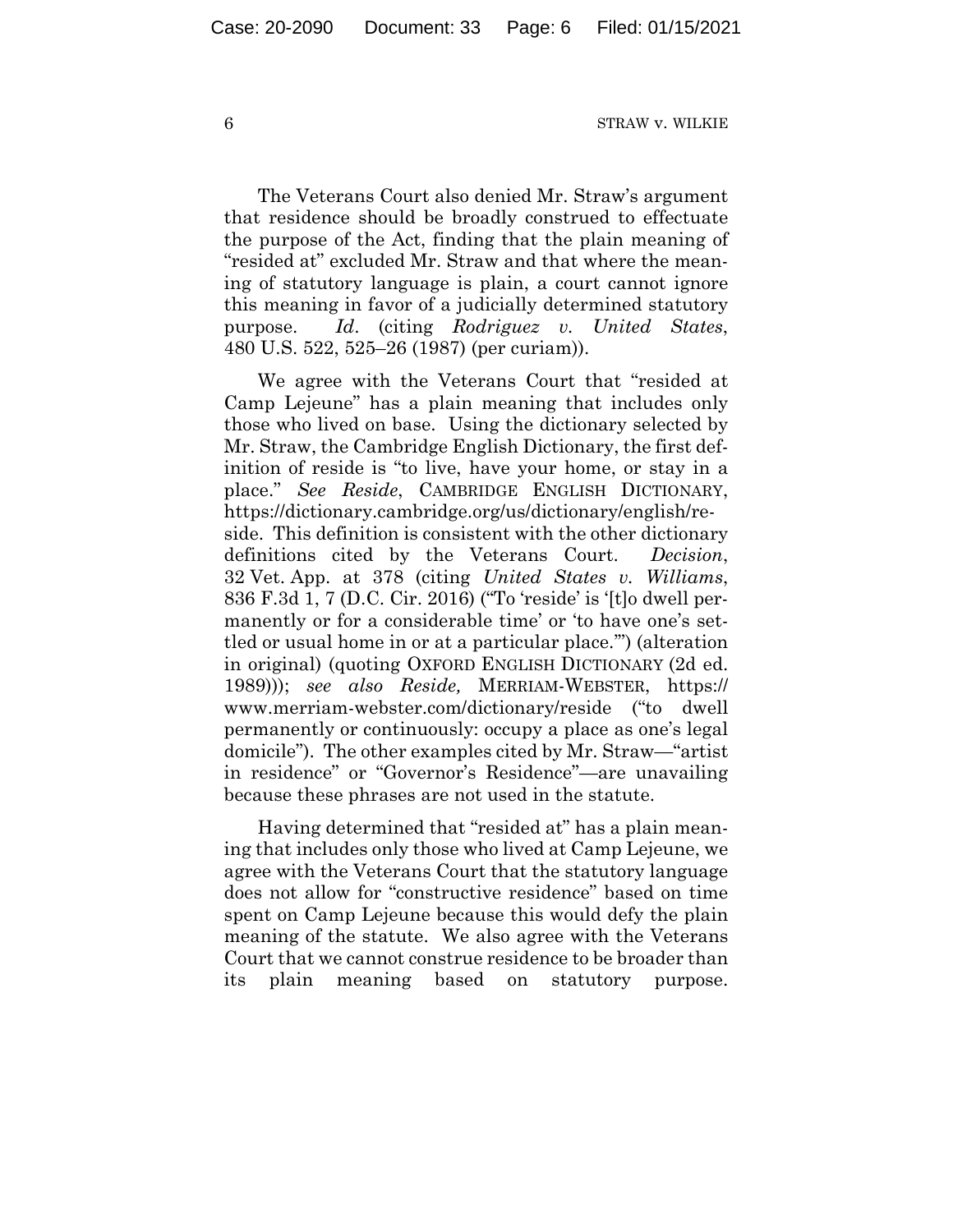The Veterans Court also denied Mr. Straw's argument that residence should be broadly construed to effectuate the purpose of the Act, finding that the plain meaning of "resided at" excluded Mr. Straw and that where the meaning of statutory language is plain, a court cannot ignore this meaning in favor of a judicially determined statutory purpose. *Id*. (citing *Rodriguez v. United States*, 480 U.S. 522, 525–26 (1987) (per curiam)).

We agree with the Veterans Court that "resided at Camp Lejeune" has a plain meaning that includes only those who lived on base. Using the dictionary selected by Mr. Straw, the Cambridge English Dictionary, the first definition of reside is "to live, have your home, or stay in a place." *See Reside*, CAMBRIDGE ENGLISH DICTIONARY, https://dictionary.cambridge.org/us/dictionary/english/reside. This definition is consistent with the other dictionary definitions cited by the Veterans Court. *Decision*, 32 Vet. App. at 378 (citing *United States v. Williams*, 836 F.3d 1, 7 (D.C. Cir. 2016) ("To 'reside' is '[t]o dwell permanently or for a considerable time' or 'to have one's settled or usual home in or at a particular place.'") (alteration in original) (quoting OXFORD ENGLISH DICTIONARY (2d ed. 1989))); *see also Reside,* MERRIAM-WEBSTER, https://www.merriam-webster.com/dictionary/reside ("to dwell permanently or continuously: occupy a place as one's legal domicile"). The other examples cited by Mr. Straw—"artist in residence" or "Governor's Residence"—are unavailing because these phrases are not used in the statute.

Having determined that "resided at" has a plain meaning that includes only those who lived at Camp Lejeune, we agree with the Veterans Court that the statutory language does not allow for "constructive residence" based on time spent on Camp Lejeune because this would defy the plain meaning of the statute. We also agree with the Veterans Court that we cannot construe residence to be broader than its plain meaning based on statutory purpose.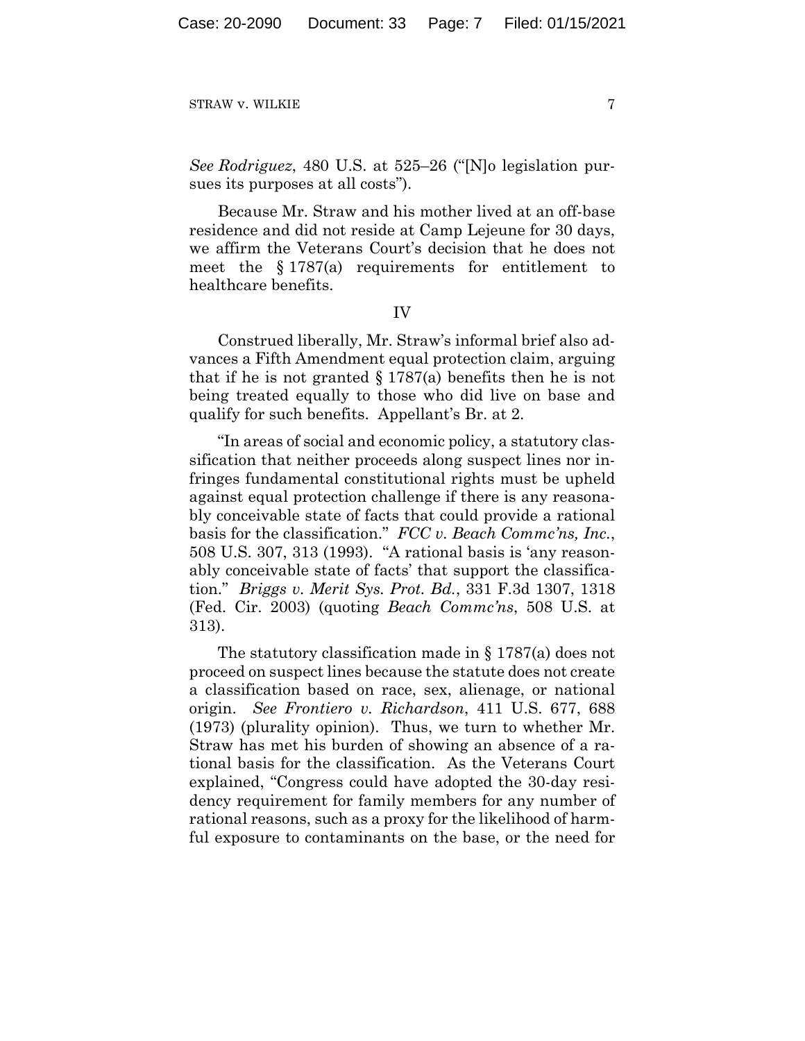*See Rodriguez*, 480 U.S. at 525–26 ("[N]o legislation pursues its purposes at all costs").

Because Mr. Straw and his mother lived at an off-base residence and did not reside at Camp Lejeune for 30 days, we affirm the Veterans Court's decision that he does not meet the § 1787(a) requirements for entitlement to healthcare benefits.

## IV

Construed liberally, Mr. Straw's informal brief also advances a Fifth Amendment equal protection claim, arguing that if he is not granted § 1787(a) benefits then he is not being treated equally to those who did live on base and qualify for such benefits. Appellant's Br. at 2.

"In areas of social and economic policy, a statutory classification that neither proceeds along suspect lines nor infringes fundamental constitutional rights must be upheld against equal protection challenge if there is any reasonably conceivable state of facts that could provide a rational basis for the classification." *FCC v. Beach Commc'ns, Inc.*, 508 U.S. 307, 313 (1993). "A rational basis is 'any reasonably conceivable state of facts' that support the classification." *Briggs v. Merit Sys. Prot. Bd.*, 331 F.3d 1307, 1318 (Fed. Cir. 2003) (quoting *Beach Commc'ns*, 508 U.S. at 313).

The statutory classification made in § 1787(a) does not proceed on suspect lines because the statute does not create a classification based on race, sex, alienage, or national origin. *See Frontiero v. Richardson*, 411 U.S. 677, 688 (1973) (plurality opinion). Thus, we turn to whether Mr. Straw has met his burden of showing an absence of a rational basis for the classification. As the Veterans Court explained, "Congress could have adopted the 30-day residency requirement for family members for any number of rational reasons, such as a proxy for the likelihood of harmful exposure to contaminants on the base, or the need for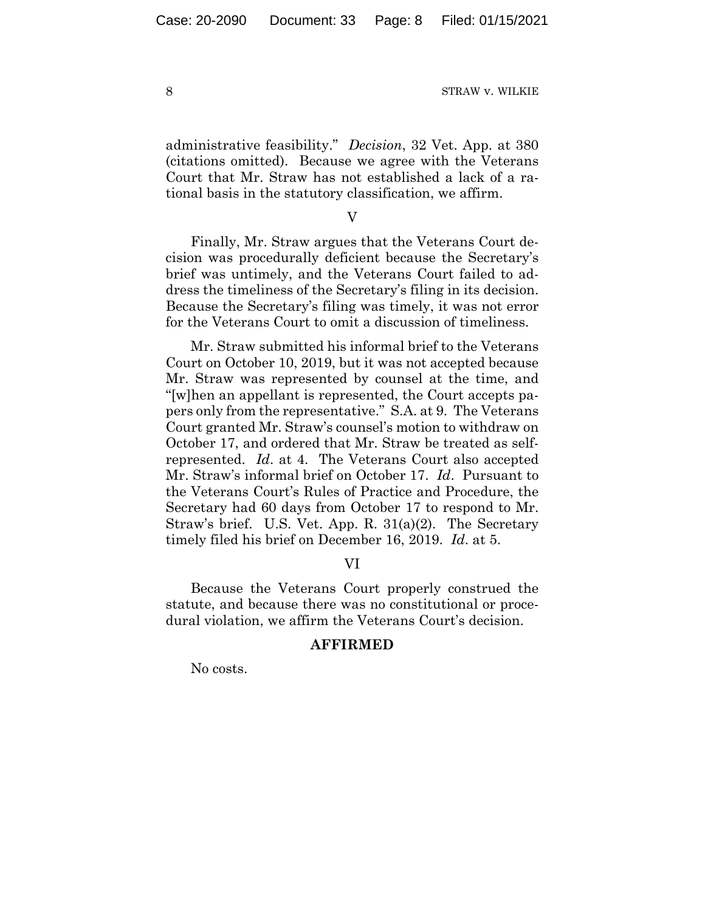administrative feasibility." *Decision*, 32 Vet. App. at 380 (citations omitted). Because we agree with the Veterans Court that Mr. Straw has not established a lack of a rational basis in the statutory classification, we affirm.

## V

Finally, Mr. Straw argues that the Veterans Court decision was procedurally deficient because the Secretary's brief was untimely, and the Veterans Court failed to address the timeliness of the Secretary's filing in its decision. Because the Secretary's filing was timely, it was not error for the Veterans Court to omit a discussion of timeliness.

Mr. Straw submitted his informal brief to the Veterans Court on October 10, 2019, but it was not accepted because Mr. Straw was represented by counsel at the time, and "[w]hen an appellant is represented, the Court accepts papers only from the representative." S.A. at 9. The Veterans Court granted Mr. Straw's counsel's motion to withdraw on October 17, and ordered that Mr. Straw be treated as self-represented. *Id*. at 4. The Veterans Court also accepted Mr. Straw's informal brief on October 17. *Id*. Pursuant to the Veterans Court's Rules of Practice and Procedure, the Secretary had 60 days from October 17 to respond to Mr. Straw's brief. U.S. Vet. App. R. 31(a)(2). The Secretary timely filed his brief on December 16, 2019. *Id*. at 5.

## VI

Because the Veterans Court properly construed the statute, and because there was no constitutional or procedural violation, we affirm the Veterans Court's decision.

**AFFIRMED**

No costs.